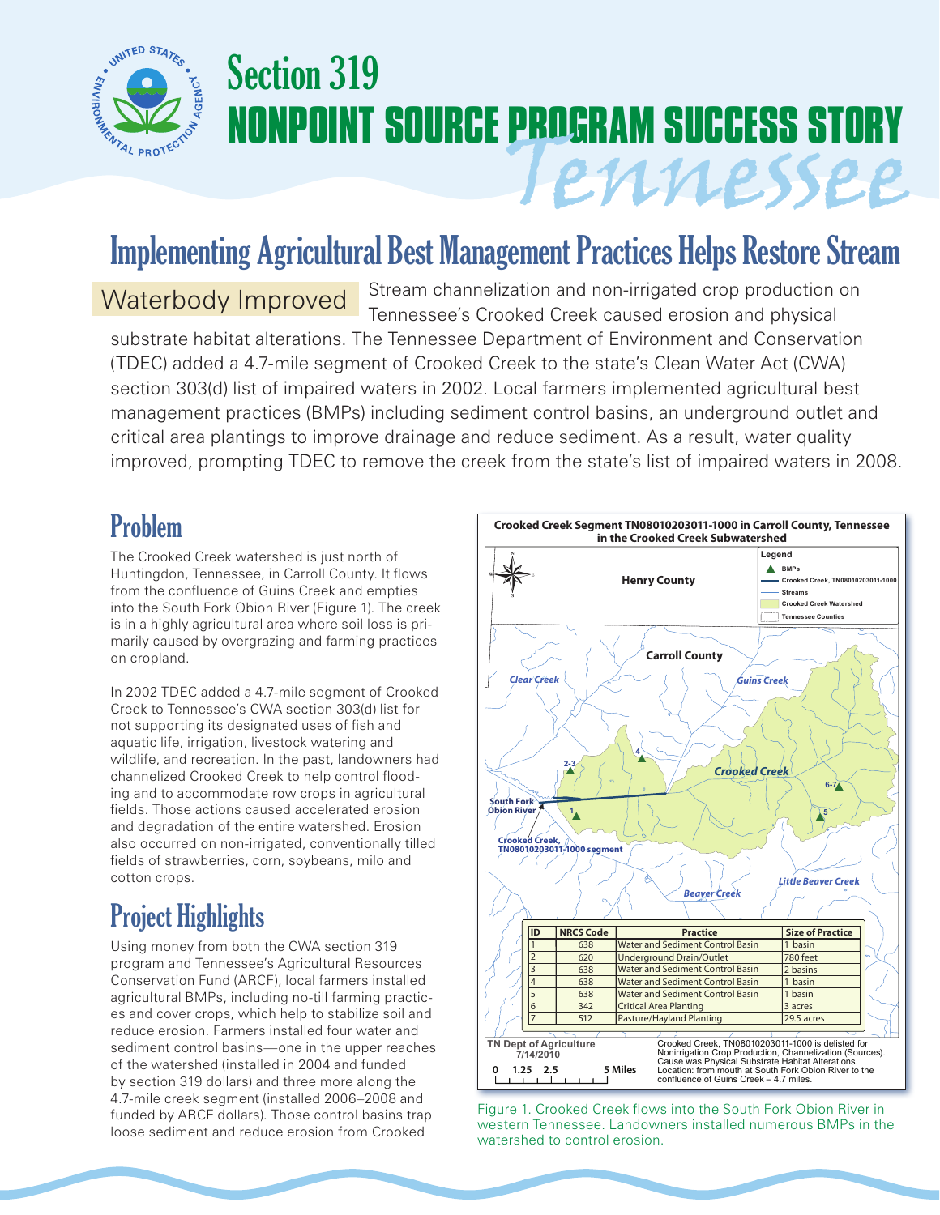# Section 319
# NONPOINT SOURCE PROGRAM SUCCESS STORY
# Tennessee

## Implementing Agricultural Best Management Practices Helps Restore Stream

**Waterbody Improved** Stream channelization and non-irrigated crop production on Tennessee's Crooked Creek caused erosion and physical substrate habitat alterations. The Tennessee Department of Environment and Conservation (TDEC) added a 4.7-mile segment of Crooked Creek to the state's Clean Water Act (CWA) section 303(d) list of impaired waters in 2002. Local farmers implemented agricultural best management practices (BMPs) including sediment control basins, an underground outlet and critical area plantings to improve drainage and reduce sediment. As a result, water quality improved, prompting TDEC to remove the creek from the state's list of impaired waters in 2008.

## Problem

The Crooked Creek watershed is just north of Huntingdon, Tennessee, in Carroll County. It flows from the confluence of Guins Creek and empties into the South Fork Obion River (Figure 1). The creek is in a highly agricultural area where soil loss is primarily caused by overgrazing and farming practices on cropland.

In 2002 TDEC added a 4.7-mile segment of Crooked Creek to Tennessee's CWA section 303(d) list for not supporting its designated uses of fish and aquatic life, irrigation, livestock watering and wildlife, and recreation. In the past, landowners had channelized Crooked Creek to help control flooding and to accommodate row crops in agricultural fields. Those actions caused accelerated erosion and degradation of the entire watershed. Erosion also occurred on non-irrigated, conventionally tilled fields of strawberries, corn, soybeans, milo and cotton crops.

## Project Highlights

Using money from both the CWA section 319 program and Tennessee's Agricultural Resources Conservation Fund (ARCF), local farmers installed agricultural BMPs, including no-till farming practices and cover crops, which help to stabilize soil and reduce erosion. Farmers installed four water and sediment control basins—one in the upper reaches of the watershed (installed in 2004 and funded by section 319 dollars) and three more along the 4.7-mile creek segment (installed 2006–2008 and funded by ARCF dollars). Those control basins trap loose sediment and reduce erosion from Crooked

**Crooked Creek Segment TN08010203011-1000 in Carroll County, Tennessee in the Crooked Creek Subwatershed**

| ID | NRCS Code | Practice | Size of Practice |
|---|---|---|---|
| 1 | 638 | Water and Sediment Control Basin | 1 basin |
| 2 | 620 | Underground Drain/Outlet | 780 feet |
| 3 | 638 | Water and Sediment Control Basin | 2 basins |
| 4 | 638 | Water and Sediment Control Basin | 1 basin |
| 5 | 638 | Water and Sediment Control Basin | 1 basin |
| 6 | 342 | Critical Area Planting | 3 acres |
| 7 | 512 | Pasture/Hayland Planting | 29.5 acres |

TN Dept of Agriculture 7/14/2010

Crooked Creek, TN08010203011-1000 is delisted for Nonirrigation Crop Production, Channelization (Sources). Cause was Physical Substrate Habitat Alterations. Location: from mouth at South Fork Obion River to the confluence of Guins Creek – 4.7 miles.

Figure 1. Crooked Creek flows into the South Fork Obion River in western Tennessee. Landowners installed numerous BMPs in the watershed to control erosion.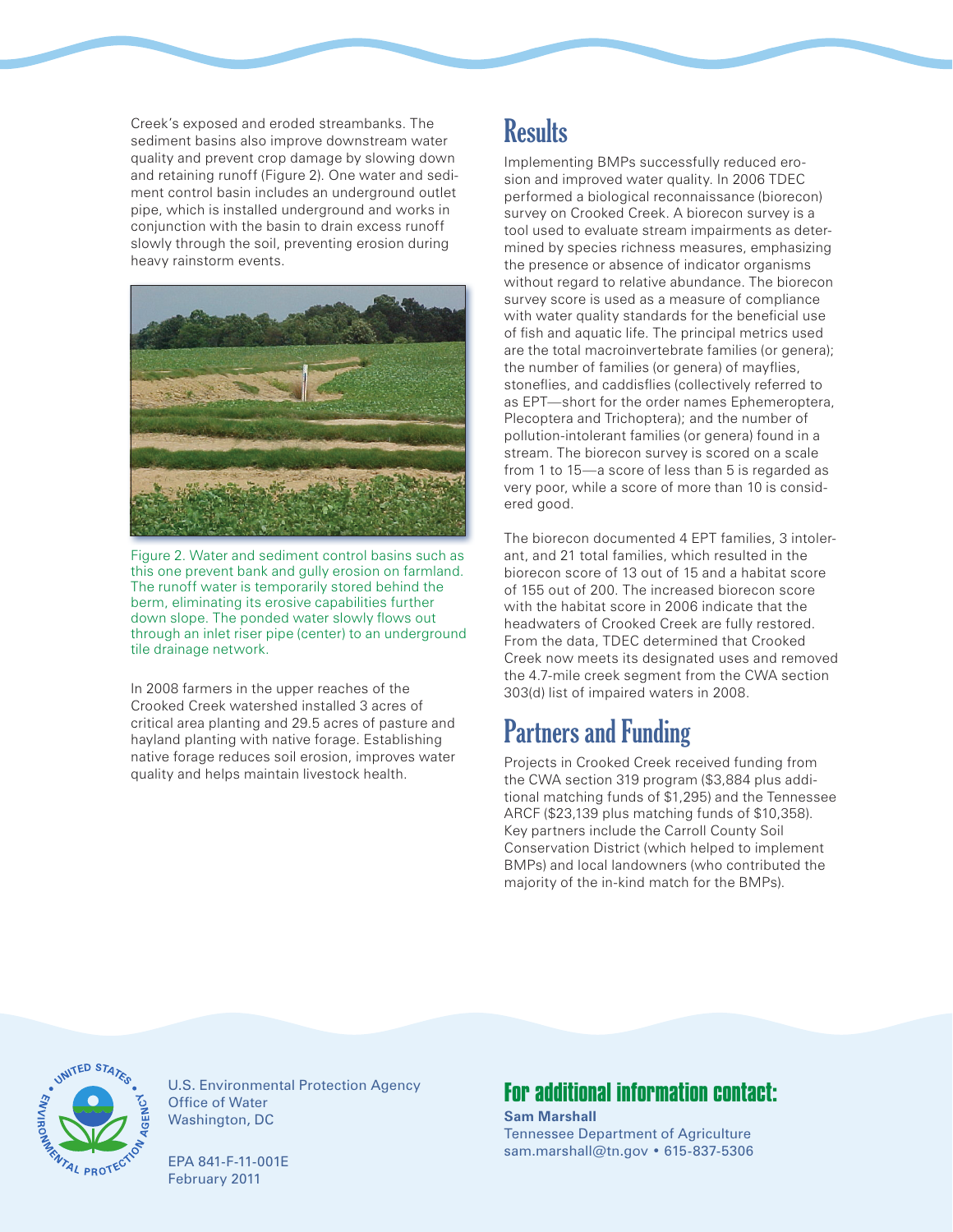Creek's exposed and eroded streambanks. The sediment basins also improve downstream water quality and prevent crop damage by slowing down and retaining runoff (Figure 2). One water and sediment control basin includes an underground outlet pipe, which is installed underground and works in conjunction with the basin to drain excess runoff slowly through the soil, preventing erosion during heavy rainstorm events.

Figure 2. Water and sediment control basins such as this one prevent bank and gully erosion on farmland. The runoff water is temporarily stored behind the berm, eliminating its erosive capabilities further down slope. The ponded water slowly flows out through an inlet riser pipe (center) to an underground tile drainage network.

In 2008 farmers in the upper reaches of the Crooked Creek watershed installed 3 acres of critical area planting and 29.5 acres of pasture and hayland planting with native forage. Establishing native forage reduces soil erosion, improves water quality and helps maintain livestock health.

## Results

Implementing BMPs successfully reduced erosion and improved water quality. In 2006 TDEC performed a biological reconnaissance (biorecon) survey on Crooked Creek. A biorecon survey is a tool used to evaluate stream impairments as determined by species richness measures, emphasizing the presence or absence of indicator organisms without regard to relative abundance. The biorecon survey score is used as a measure of compliance with water quality standards for the beneficial use of fish and aquatic life. The principal metrics used are the total macroinvertebrate families (or genera); the number of families (or genera) of mayflies, stoneflies, and caddisflies (collectively referred to as EPT—short for the order names Ephemeroptera, Plecoptera and Trichoptera); and the number of pollution-intolerant families (or genera) found in a stream. The biorecon survey is scored on a scale from 1 to 15—a score of less than 5 is regarded as very poor, while a score of more than 10 is considered good.

The biorecon documented 4 EPT families, 3 intolerant, and 21 total families, which resulted in the biorecon score of 13 out of 15 and a habitat score of 155 out of 200. The increased biorecon score with the habitat score in 2006 indicate that the headwaters of Crooked Creek are fully restored. From the data, TDEC determined that Crooked Creek now meets its designated uses and removed the 4.7-mile creek segment from the CWA section 303(d) list of impaired waters in 2008.

## Partners and Funding

Projects in Crooked Creek received funding from the CWA section 319 program ($3,884 plus additional matching funds of $1,295) and the Tennessee ARCF ($23,139 plus matching funds of $10,358). Key partners include the Carroll County Soil Conservation District (which helped to implement BMPs) and local landowners (who contributed the majority of the in-kind match for the BMPs).

U.S. Environmental Protection Agency
Office of Water
Washington, DC

EPA 841-F-11-001E
February 2011

## For additional information contact:

**Sam Marshall**
Tennessee Department of Agriculture
sam.marshall@tn.gov • 615-837-5306